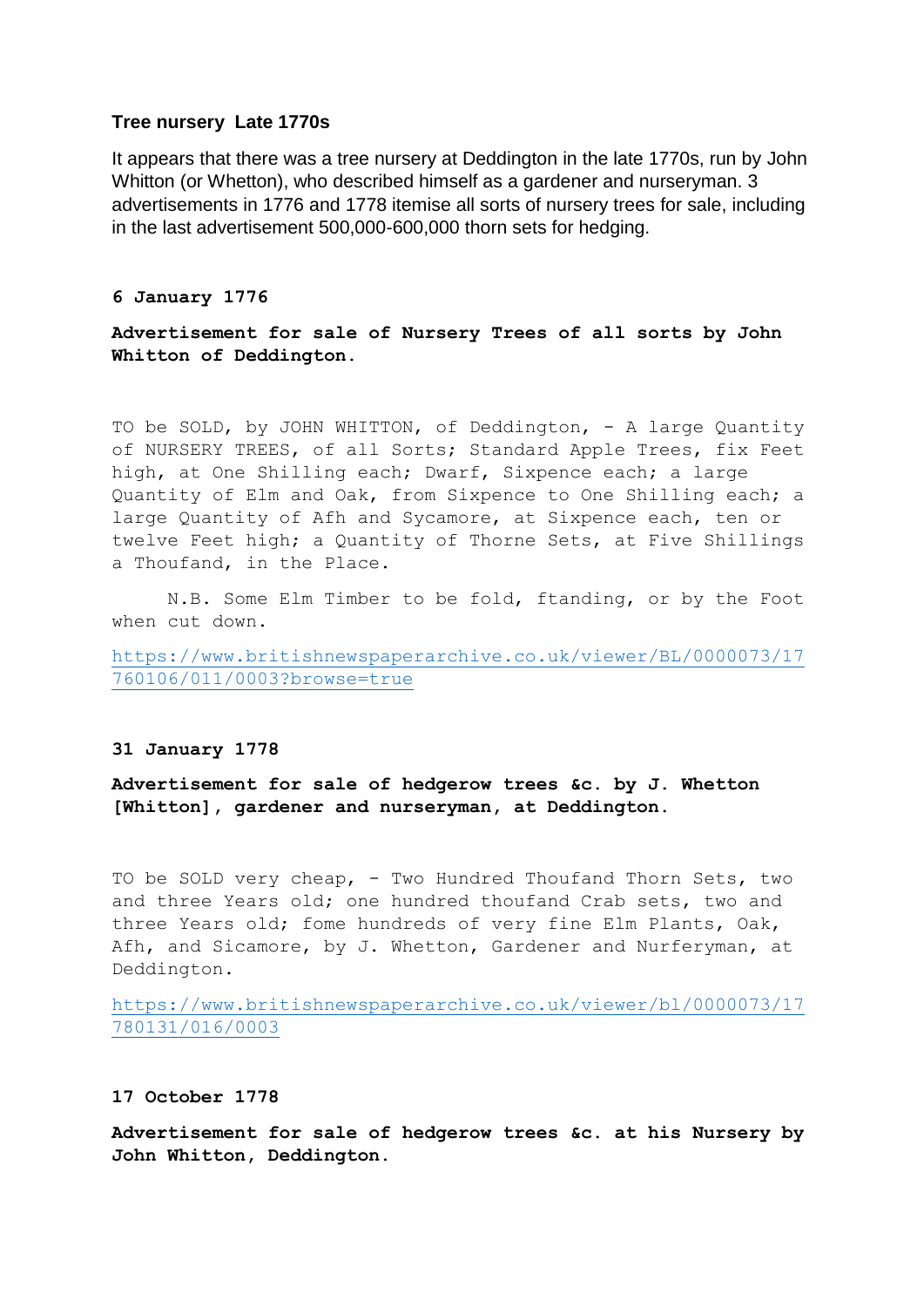**Tree nursery Late 1770s**

It appears that there was a tree nursery at Deddington in the late 1770s, run by John Whitton (or Whetton), who described himself as a gardener and nurseryman. 3 advertisements in 1776 and 1778 itemise all sorts of nursery trees for sale, including in the last advertisement 500,000-600,000 thorn sets for hedging.

**6 January 1776**

**Advertisement for sale of Nursery Trees of all sorts by John Whitton of Deddington.**

TO be SOLD, by JOHN WHITTON, of Deddington, - A large Quantity of NURSERY TREES, of all Sorts; Standard Apple Trees, fix Feet high, at One Shilling each; Dwarf, Sixpence each; a large Quantity of Elm and Oak, from Sixpence to One Shilling each; a large Quantity of Afh and Sycamore, at Sixpence each, ten or twelve Feet high; a Quantity of Thorne Sets, at Five Shillings a Thoufand, in the Place.

N.B. Some Elm Timber to be fold, ftanding, or by the Foot when cut down.

https://www.britishnewspaperarchive.co.uk/viewer/BL/0000073/17760106/011/0003?browse=true

**31 January 1778**

**Advertisement for sale of hedgerow trees &c. by J. Whetton [Whitton], gardener and nurseryman, at Deddington.**

TO be SOLD very cheap, - Two Hundred Thoufand Thorn Sets, two and three Years old; one hundred thoufand Crab sets, two and three Years old; fome hundreds of very fine Elm Plants, Oak, Afh, and Sicamore, by J. Whetton, Gardener and Nurferyman, at Deddington.

https://www.britishnewspaperarchive.co.uk/viewer/bl/0000073/17780131/016/0003

**17 October 1778**

**Advertisement for sale of hedgerow trees &c. at his Nursery by John Whitton, Deddington.**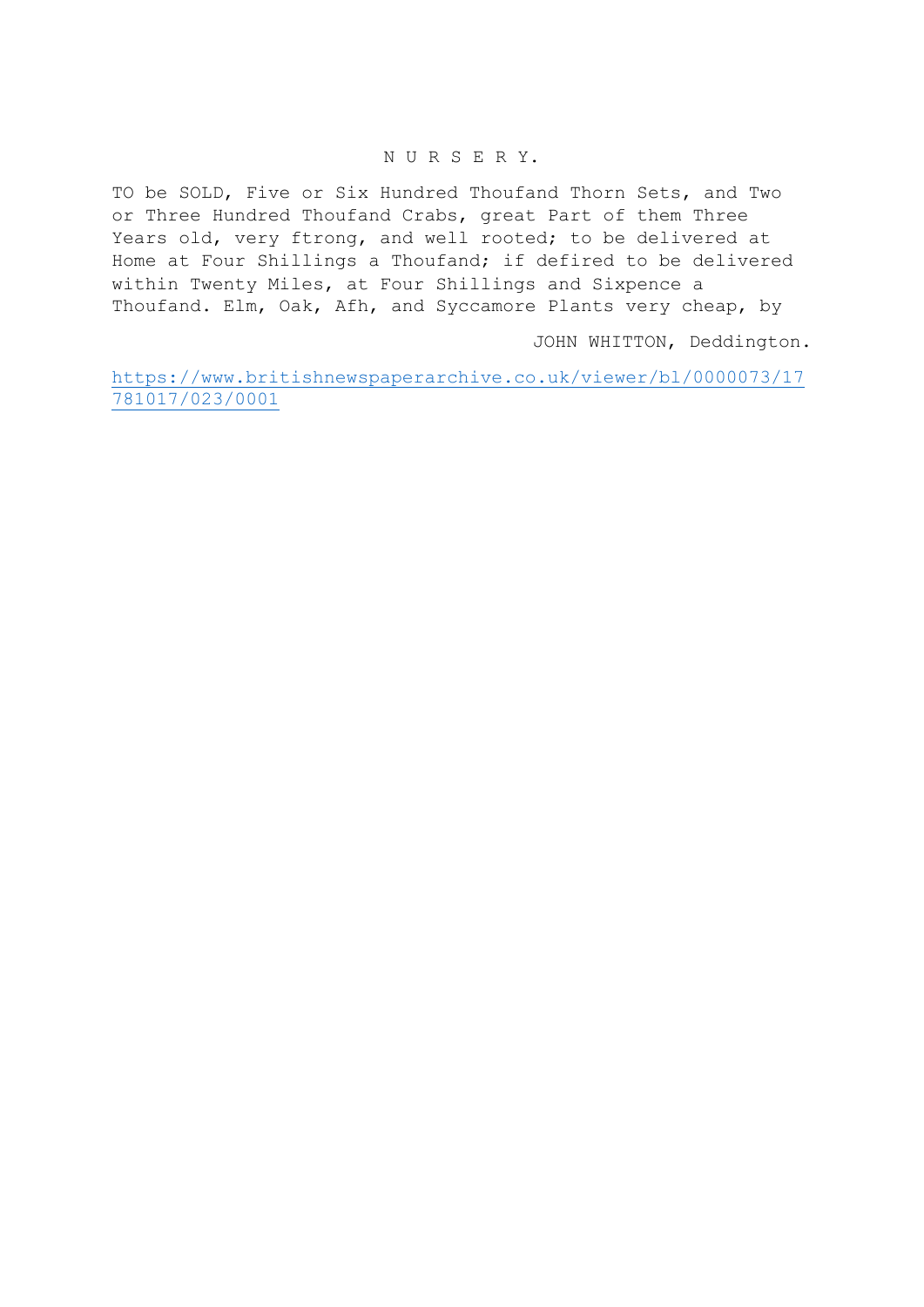N U R S E R Y.

TO be SOLD, Five or Six Hundred Thoufand Thorn Sets, and Two or Three Hundred Thoufand Crabs, great Part of them Three Years old, very ftrong, and well rooted; to be delivered at Home at Four Shillings a Thoufand; if defired to be delivered within Twenty Miles, at Four Shillings and Sixpence a Thoufand. Elm, Oak, Afh, and Syccamore Plants very cheap, by

JOHN WHITTON, Deddington.

https://www.britishnewspaperarchive.co.uk/viewer/bl/0000073/17781017/023/0001